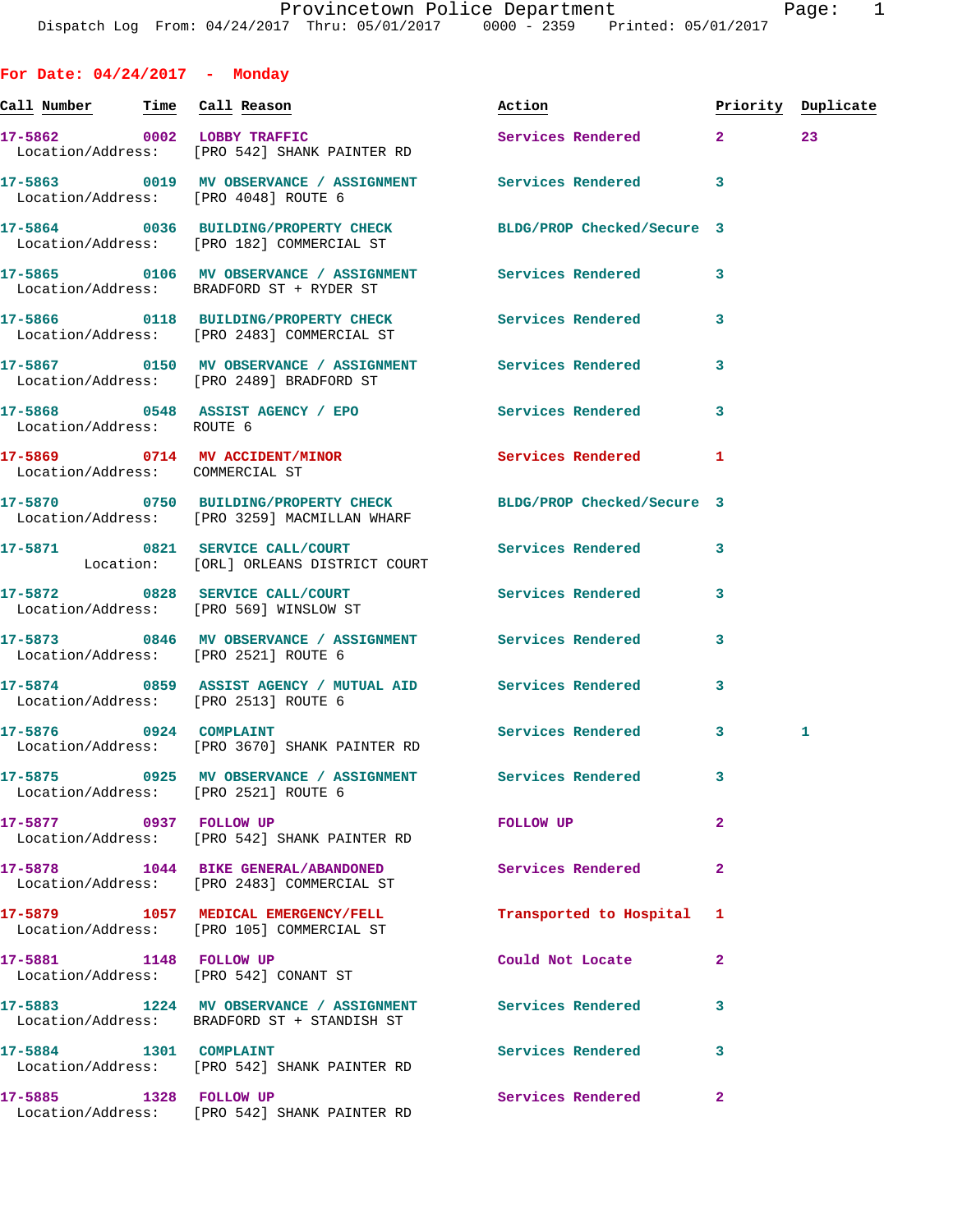Provincetown Police Department
Dispatch Log From: 04/24/2017 Thru: 05/01/2017 0000 - 2359 Printed: 05/01/2017

## For Date: 04/24/2017 - Monday

| Call Number | Time | Call Reason | Action | Priority | Duplicate |
|---|---|---|---|---|---|
| 17-5862 | 0002 | LOBBY TRAFFIC | Services Rendered | 2 | 23 |
| Location/Address: | | [PRO 542] SHANK PAINTER RD | | | |
| 17-5863 | 0019 | MV OBSERVANCE / ASSIGNMENT | Services Rendered | 3 | |
| Location/Address: | | [PRO 4048] ROUTE 6 | | | |
| 17-5864 | 0036 | BUILDING/PROPERTY CHECK | BLDG/PROP Checked/Secure | 3 | |
| Location/Address: | | [PRO 182] COMMERCIAL ST | | | |
| 17-5865 | 0106 | MV OBSERVANCE / ASSIGNMENT | Services Rendered | 3 | |
| Location/Address: | | BRADFORD ST + RYDER ST | | | |
| 17-5866 | 0118 | BUILDING/PROPERTY CHECK | Services Rendered | 3 | |
| Location/Address: | | [PRO 2483] COMMERCIAL ST | | | |
| 17-5867 | 0150 | MV OBSERVANCE / ASSIGNMENT | Services Rendered | 3 | |
| Location/Address: | | [PRO 2489] BRADFORD ST | | | |
| 17-5868 | 0548 | ASSIST AGENCY / EPO | Services Rendered | 3 | |
| Location/Address: | | ROUTE 6 | | | |
| 17-5869 | 0714 | MV ACCIDENT/MINOR | Services Rendered | 1 | |
| Location/Address: | | COMMERCIAL ST | | | |
| 17-5870 | 0750 | BUILDING/PROPERTY CHECK | BLDG/PROP Checked/Secure | 3 | |
| Location/Address: | | [PRO 3259] MACMILLAN WHARF | | | |
| 17-5871 | 0821 | SERVICE CALL/COURT | Services Rendered | 3 | |
| Location: | | [ORL] ORLEANS DISTRICT COURT | | | |
| 17-5872 | 0828 | SERVICE CALL/COURT | Services Rendered | 3 | |
| Location/Address: | | [PRO 569] WINSLOW ST | | | |
| 17-5873 | 0846 | MV OBSERVANCE / ASSIGNMENT | Services Rendered | 3 | |
| Location/Address: | | [PRO 2521] ROUTE 6 | | | |
| 17-5874 | 0859 | ASSIST AGENCY / MUTUAL AID | Services Rendered | 3 | |
| Location/Address: | | [PRO 2513] ROUTE 6 | | | |
| 17-5876 | 0924 | COMPLAINT | Services Rendered | 3 | 1 |
| Location/Address: | | [PRO 3670] SHANK PAINTER RD | | | |
| 17-5875 | 0925 | MV OBSERVANCE / ASSIGNMENT | Services Rendered | 3 | |
| Location/Address: | | [PRO 2521] ROUTE 6 | | | |
| 17-5877 | 0937 | FOLLOW UP | FOLLOW UP | 2 | |
| Location/Address: | | [PRO 542] SHANK PAINTER RD | | | |
| 17-5878 | 1044 | BIKE GENERAL/ABANDONED | Services Rendered | 2 | |
| Location/Address: | | [PRO 2483] COMMERCIAL ST | | | |
| 17-5879 | 1057 | MEDICAL EMERGENCY/FELL | Transported to Hospital | 1 | |
| Location/Address: | | [PRO 105] COMMERCIAL ST | | | |
| 17-5881 | 1148 | FOLLOW UP | Could Not Locate | 2 | |
| Location/Address: | | [PRO 542] CONANT ST | | | |
| 17-5883 | 1224 | MV OBSERVANCE / ASSIGNMENT | Services Rendered | 3 | |
| Location/Address: | | BRADFORD ST + STANDISH ST | | | |
| 17-5884 | 1301 | COMPLAINT | Services Rendered | 3 | |
| Location/Address: | | [PRO 542] SHANK PAINTER RD | | | |
| 17-5885 | 1328 | FOLLOW UP | Services Rendered | 2 | |
| Location/Address: | | [PRO 542] SHANK PAINTER RD | | | |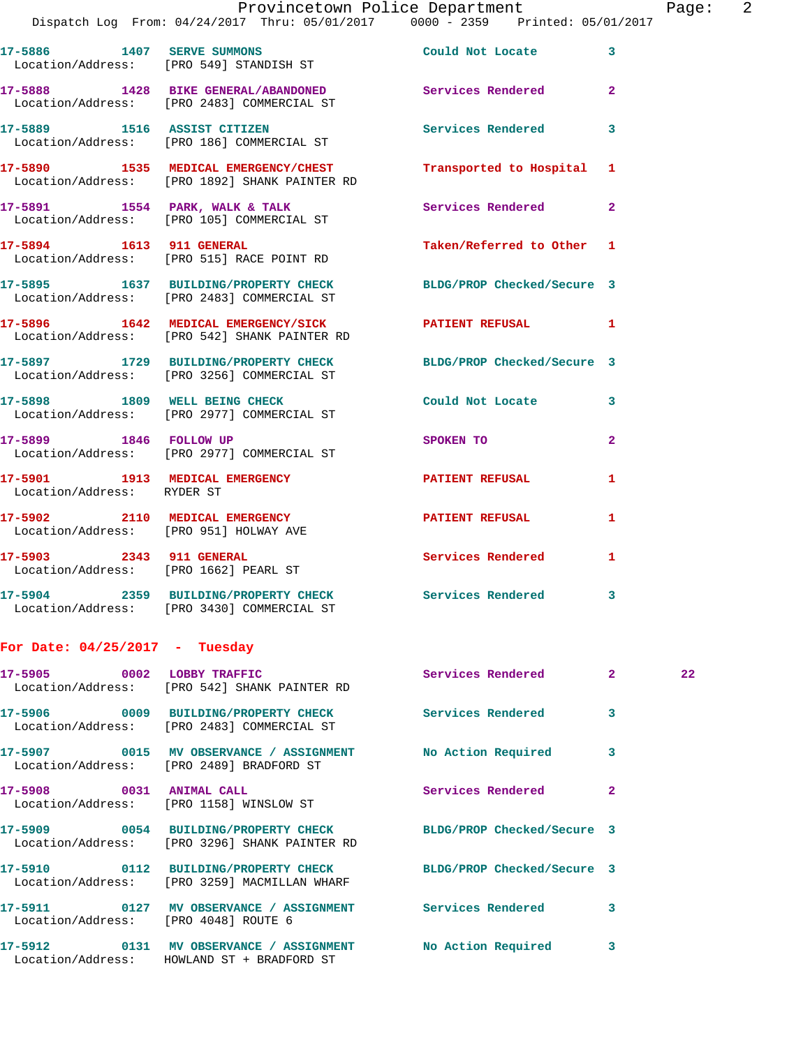17-5886 1407 SERVE SUMMONS Could Not Locate 3
Location/Address: [PRO 549] STANDISH ST

17-5888 1428 BIKE GENERAL/ABANDONED Services Rendered 2
Location/Address: [PRO 2483] COMMERCIAL ST

17-5889 1516 ASSIST CITIZEN Services Rendered 3
Location/Address: [PRO 186] COMMERCIAL ST

17-5890 1535 MEDICAL EMERGENCY/CHEST Transported to Hospital 1
Location/Address: [PRO 1892] SHANK PAINTER RD

17-5891 1554 PARK, WALK & TALK Services Rendered 2
Location/Address: [PRO 105] COMMERCIAL ST

17-5894 1613 911 GENERAL Taken/Referred to Other 1
Location/Address: [PRO 515] RACE POINT RD

17-5895 1637 BUILDING/PROPERTY CHECK BLDG/PROP Checked/Secure 3
Location/Address: [PRO 2483] COMMERCIAL ST

17-5896 1642 MEDICAL EMERGENCY/SICK PATIENT REFUSAL 1
Location/Address: [PRO 542] SHANK PAINTER RD

17-5897 1729 BUILDING/PROPERTY CHECK BLDG/PROP Checked/Secure 3
Location/Address: [PRO 3256] COMMERCIAL ST

17-5898 1809 WELL BEING CHECK Could Not Locate 3
Location/Address: [PRO 2977] COMMERCIAL ST

17-5899 1846 FOLLOW UP SPOKEN TO 2
Location/Address: [PRO 2977] COMMERCIAL ST

17-5901 1913 MEDICAL EMERGENCY PATIENT REFUSAL 1
Location/Address: RYDER ST

17-5902 2110 MEDICAL EMERGENCY PATIENT REFUSAL 1
Location/Address: [PRO 951] HOLWAY AVE

17-5903 2343 911 GENERAL Services Rendered 1
Location/Address: [PRO 1662] PEARL ST

17-5904 2359 BUILDING/PROPERTY CHECK Services Rendered 3
Location/Address: [PRO 3430] COMMERCIAL ST

## For Date: 04/25/2017 - Tuesday

17-5905 0002 LOBBY TRAFFIC Services Rendered 2 22
Location/Address: [PRO 542] SHANK PAINTER RD

17-5906 0009 BUILDING/PROPERTY CHECK Services Rendered 3
Location/Address: [PRO 2483] COMMERCIAL ST

17-5907 0015 MV OBSERVANCE / ASSIGNMENT No Action Required 3
Location/Address: [PRO 2489] BRADFORD ST

17-5908 0031 ANIMAL CALL Services Rendered 2
Location/Address: [PRO 1158] WINSLOW ST

17-5909 0054 BUILDING/PROPERTY CHECK BLDG/PROP Checked/Secure 3
Location/Address: [PRO 3296] SHANK PAINTER RD

17-5910 0112 BUILDING/PROPERTY CHECK BLDG/PROP Checked/Secure 3
Location/Address: [PRO 3259] MACMILLAN WHARF

17-5911 0127 MV OBSERVANCE / ASSIGNMENT Services Rendered 3
Location/Address: [PRO 4048] ROUTE 6

17-5912 0131 MV OBSERVANCE / ASSIGNMENT No Action Required 3
Location/Address: HOWLAND ST + BRADFORD ST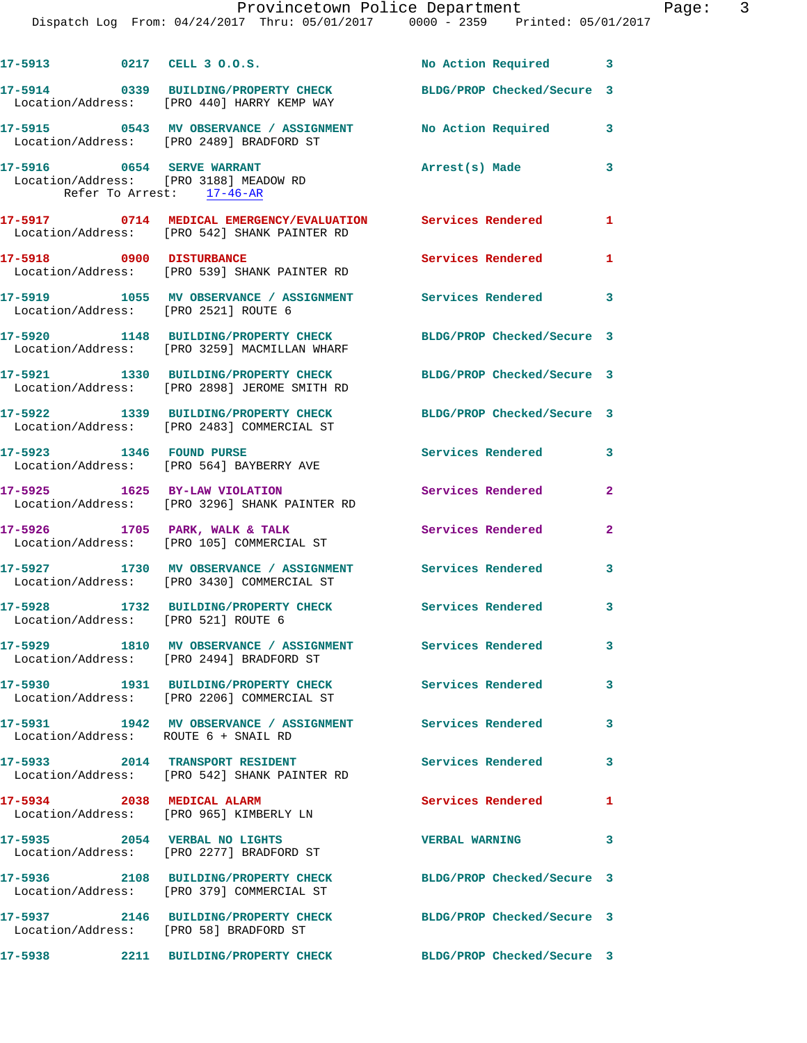17-5913 0217 CELL 3 O.O.S. No Action Required 3

17-5914 0339 BUILDING/PROPERTY CHECK BLDG/PROP Checked/Secure 3
Location/Address: [PRO 440] HARRY KEMP WAY

17-5915 0543 MV OBSERVANCE / ASSIGNMENT No Action Required 3
Location/Address: [PRO 2489] BRADFORD ST

17-5916 0654 SERVE WARRANT Arrest(s) Made 3
Location/Address: [PRO 3188] MEADOW RD
Refer To Arrest: 17-46-AR

17-5917 0714 MEDICAL EMERGENCY/EVALUATION Services Rendered 1
Location/Address: [PRO 542] SHANK PAINTER RD

17-5918 0900 DISTURBANCE Services Rendered 1
Location/Address: [PRO 539] SHANK PAINTER RD

17-5919 1055 MV OBSERVANCE / ASSIGNMENT Services Rendered 3
Location/Address: [PRO 2521] ROUTE 6

17-5920 1148 BUILDING/PROPERTY CHECK BLDG/PROP Checked/Secure 3
Location/Address: [PRO 3259] MACMILLAN WHARF

17-5921 1330 BUILDING/PROPERTY CHECK BLDG/PROP Checked/Secure 3
Location/Address: [PRO 2898] JEROME SMITH RD

17-5922 1339 BUILDING/PROPERTY CHECK BLDG/PROP Checked/Secure 3
Location/Address: [PRO 2483] COMMERCIAL ST

17-5923 1346 FOUND PURSE Services Rendered 3
Location/Address: [PRO 564] BAYBERRY AVE

17-5925 1625 BY-LAW VIOLATION Services Rendered 2
Location/Address: [PRO 3296] SHANK PAINTER RD

17-5926 1705 PARK, WALK & TALK Services Rendered 2
Location/Address: [PRO 105] COMMERCIAL ST

17-5927 1730 MV OBSERVANCE / ASSIGNMENT Services Rendered 3
Location/Address: [PRO 3430] COMMERCIAL ST

17-5928 1732 BUILDING/PROPERTY CHECK Services Rendered 3
Location/Address: [PRO 521] ROUTE 6

17-5929 1810 MV OBSERVANCE / ASSIGNMENT Services Rendered 3
Location/Address: [PRO 2494] BRADFORD ST

17-5930 1931 BUILDING/PROPERTY CHECK Services Rendered 3
Location/Address: [PRO 2206] COMMERCIAL ST

17-5931 1942 MV OBSERVANCE / ASSIGNMENT Services Rendered 3
Location/Address: ROUTE 6 + SNAIL RD

17-5933 2014 TRANSPORT RESIDENT Services Rendered 3
Location/Address: [PRO 542] SHANK PAINTER RD

17-5934 2038 MEDICAL ALARM Services Rendered 1
Location/Address: [PRO 965] KIMBERLY LN

17-5935 2054 VERBAL NO LIGHTS VERBAL WARNING 3
Location/Address: [PRO 2277] BRADFORD ST

17-5936 2108 BUILDING/PROPERTY CHECK BLDG/PROP Checked/Secure 3
Location/Address: [PRO 379] COMMERCIAL ST

17-5937 2146 BUILDING/PROPERTY CHECK BLDG/PROP Checked/Secure 3
Location/Address: [PRO 58] BRADFORD ST

17-5938 2211 BUILDING/PROPERTY CHECK BLDG/PROP Checked/Secure 3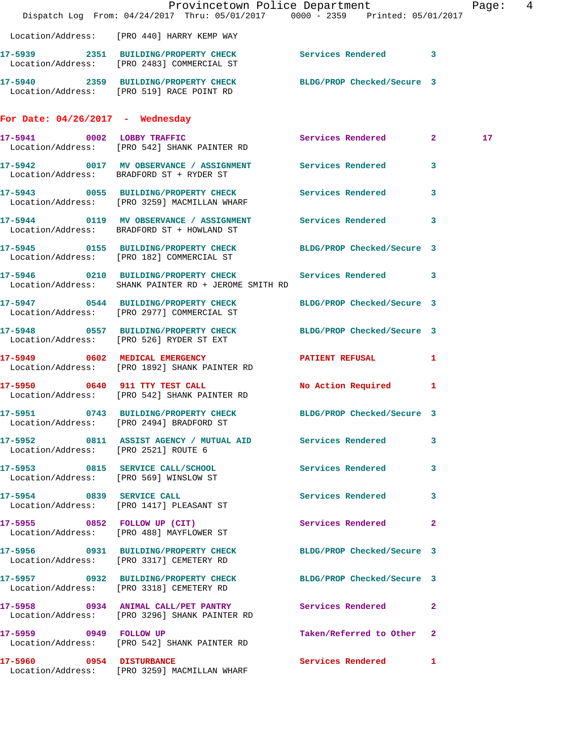Location/Address: [PRO 440] HARRY KEMP WAY

17-5939 2351 BUILDING/PROPERTY CHECK Services Rendered 3
Location/Address: [PRO 2483] COMMERCIAL ST

17-5940 2359 BUILDING/PROPERTY CHECK BLDG/PROP Checked/Secure 3
Location/Address: [PRO 519] RACE POINT RD

## For Date: 04/26/2017 - Wednesday

17-5941 0002 LOBBY TRAFFIC Services Rendered 2 17
Location/Address: [PRO 542] SHANK PAINTER RD

17-5942 0017 MV OBSERVANCE / ASSIGNMENT Services Rendered 3
Location/Address: BRADFORD ST + RYDER ST

17-5943 0055 BUILDING/PROPERTY CHECK Services Rendered 3
Location/Address: [PRO 3259] MACMILLAN WHARF

17-5944 0119 MV OBSERVANCE / ASSIGNMENT Services Rendered 3
Location/Address: BRADFORD ST + HOWLAND ST

17-5945 0155 BUILDING/PROPERTY CHECK BLDG/PROP Checked/Secure 3
Location/Address: [PRO 182] COMMERCIAL ST

17-5946 0210 BUILDING/PROPERTY CHECK Services Rendered 3
Location/Address: SHANK PAINTER RD + JEROME SMITH RD

17-5947 0544 BUILDING/PROPERTY CHECK BLDG/PROP Checked/Secure 3
Location/Address: [PRO 2977] COMMERCIAL ST

17-5948 0557 BUILDING/PROPERTY CHECK BLDG/PROP Checked/Secure 3
Location/Address: [PRO 526] RYDER ST EXT

17-5949 0602 MEDICAL EMERGENCY PATIENT REFUSAL 1
Location/Address: [PRO 1892] SHANK PAINTER RD

17-5950 0640 911 TTY TEST CALL No Action Required 1
Location/Address: [PRO 542] SHANK PAINTER RD

17-5951 0743 BUILDING/PROPERTY CHECK BLDG/PROP Checked/Secure 3
Location/Address: [PRO 2494] BRADFORD ST

17-5952 0811 ASSIST AGENCY / MUTUAL AID Services Rendered 3
Location/Address: [PRO 2521] ROUTE 6

17-5953 0815 SERVICE CALL/SCHOOL Services Rendered 3
Location/Address: [PRO 569] WINSLOW ST

17-5954 0839 SERVICE CALL Services Rendered 3
Location/Address: [PRO 1417] PLEASANT ST

17-5955 0852 FOLLOW UP (CIT) Services Rendered 2
Location/Address: [PRO 488] MAYFLOWER ST

17-5956 0931 BUILDING/PROPERTY CHECK BLDG/PROP Checked/Secure 3
Location/Address: [PRO 3317] CEMETERY RD

17-5957 0932 BUILDING/PROPERTY CHECK BLDG/PROP Checked/Secure 3
Location/Address: [PRO 3318] CEMETERY RD

17-5958 0934 ANIMAL CALL/PET PANTRY Services Rendered 2
Location/Address: [PRO 3296] SHANK PAINTER RD

17-5959 0949 FOLLOW UP Taken/Referred to Other 2
Location/Address: [PRO 542] SHANK PAINTER RD

17-5960 0954 DISTURBANCE Services Rendered 1
Location/Address: [PRO 3259] MACMILLAN WHARF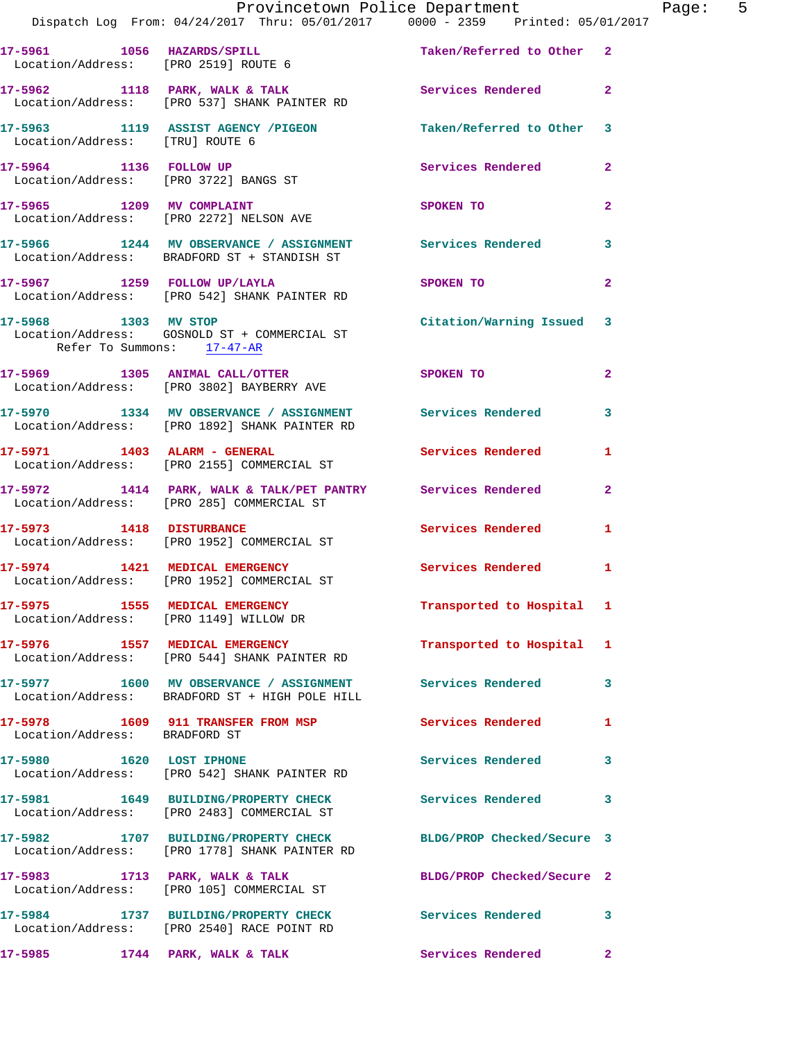17-5961 1056 HAZARDS/SPILL Taken/Referred to Other 2
Location/Address: [PRO 2519] ROUTE 6

17-5962 1118 PARK, WALK & TALK Services Rendered 2
Location/Address: [PRO 537] SHANK PAINTER RD

17-5963 1119 ASSIST AGENCY /PIGEON Taken/Referred to Other 3
Location/Address: [TRU] ROUTE 6

17-5964 1136 FOLLOW UP Services Rendered 2
Location/Address: [PRO 3722] BANGS ST

17-5965 1209 MV COMPLAINT SPOKEN TO 2
Location/Address: [PRO 2272] NELSON AVE

17-5966 1244 MV OBSERVANCE / ASSIGNMENT Services Rendered 3
Location/Address: BRADFORD ST + STANDISH ST

17-5967 1259 FOLLOW UP/LAYLA SPOKEN TO 2
Location/Address: [PRO 542] SHANK PAINTER RD

17-5968 1303 MV STOP Citation/Warning Issued 3
Location/Address: GOSNOLD ST + COMMERCIAL ST
Refer To Summons: 17-47-AR

17-5969 1305 ANIMAL CALL/OTTER SPOKEN TO 2
Location/Address: [PRO 3802] BAYBERRY AVE

17-5970 1334 MV OBSERVANCE / ASSIGNMENT Services Rendered 3
Location/Address: [PRO 1892] SHANK PAINTER RD

17-5971 1403 ALARM - GENERAL Services Rendered 1
Location/Address: [PRO 2155] COMMERCIAL ST

17-5972 1414 PARK, WALK & TALK/PET PANTRY Services Rendered 2
Location/Address: [PRO 285] COMMERCIAL ST

17-5973 1418 DISTURBANCE Services Rendered 1
Location/Address: [PRO 1952] COMMERCIAL ST

17-5974 1421 MEDICAL EMERGENCY Services Rendered 1
Location/Address: [PRO 1952] COMMERCIAL ST

17-5975 1555 MEDICAL EMERGENCY Transported to Hospital 1
Location/Address: [PRO 1149] WILLOW DR

17-5976 1557 MEDICAL EMERGENCY Transported to Hospital 1
Location/Address: [PRO 544] SHANK PAINTER RD

17-5977 1600 MV OBSERVANCE / ASSIGNMENT Services Rendered 3
Location/Address: BRADFORD ST + HIGH POLE HILL

17-5978 1609 911 TRANSFER FROM MSP Services Rendered 1
Location/Address: BRADFORD ST

17-5980 1620 LOST IPHONE Services Rendered 3
Location/Address: [PRO 542] SHANK PAINTER RD

17-5981 1649 BUILDING/PROPERTY CHECK Services Rendered 3
Location/Address: [PRO 2483] COMMERCIAL ST

17-5982 1707 BUILDING/PROPERTY CHECK BLDG/PROP Checked/Secure 3
Location/Address: [PRO 1778] SHANK PAINTER RD

17-5983 1713 PARK, WALK & TALK BLDG/PROP Checked/Secure 2
Location/Address: [PRO 105] COMMERCIAL ST

17-5984 1737 BUILDING/PROPERTY CHECK Services Rendered 3
Location/Address: [PRO 2540] RACE POINT RD

17-5985 1744 PARK, WALK & TALK Services Rendered 2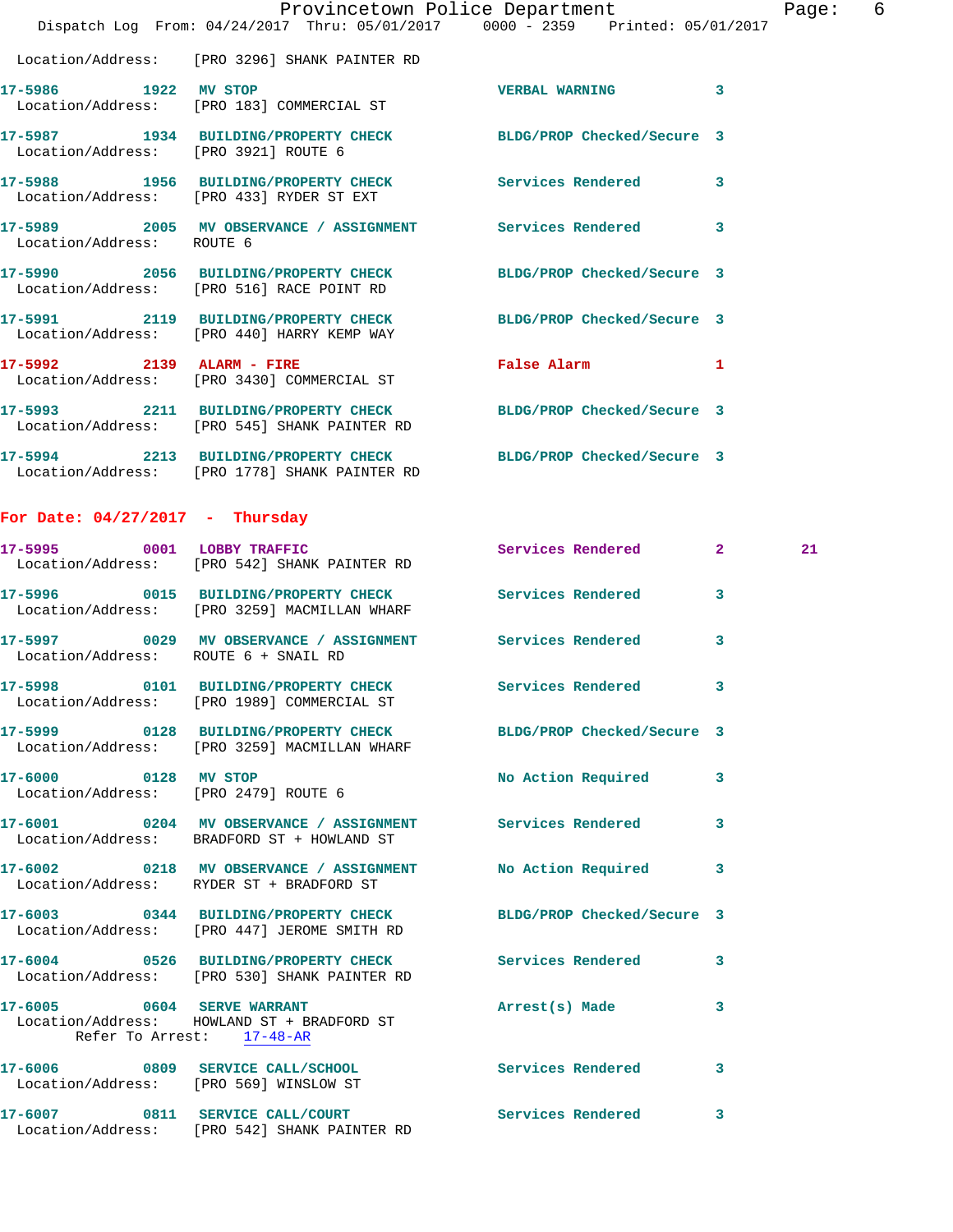Location/Address: [PRO 3296] SHANK PAINTER RD

**17-5986** 1922 **MV STOP** VERBAL WARNING 3
Location/Address: [PRO 183] COMMERCIAL ST

**17-5987** 1934 **BUILDING/PROPERTY CHECK** BLDG/PROP Checked/Secure 3
Location/Address: [PRO 3921] ROUTE 6

**17-5988** 1956 **BUILDING/PROPERTY CHECK** Services Rendered 3
Location/Address: [PRO 433] RYDER ST EXT

**17-5989** 2005 **MV OBSERVANCE / ASSIGNMENT** Services Rendered 3
Location/Address: ROUTE 6

**17-5990** 2056 **BUILDING/PROPERTY CHECK** BLDG/PROP Checked/Secure 3
Location/Address: [PRO 516] RACE POINT RD

**17-5991** 2119 **BUILDING/PROPERTY CHECK** BLDG/PROP Checked/Secure 3
Location/Address: [PRO 440] HARRY KEMP WAY

**17-5992** 2139 **ALARM - FIRE** False Alarm 1
Location/Address: [PRO 3430] COMMERCIAL ST

**17-5993** 2211 **BUILDING/PROPERTY CHECK** BLDG/PROP Checked/Secure 3
Location/Address: [PRO 545] SHANK PAINTER RD

**17-5994** 2213 **BUILDING/PROPERTY CHECK** BLDG/PROP Checked/Secure 3
Location/Address: [PRO 1778] SHANK PAINTER RD

## For Date: 04/27/2017 - Thursday

**17-5995** 0001 **LOBBY TRAFFIC** Services Rendered 2 21
Location/Address: [PRO 542] SHANK PAINTER RD

**17-5996** 0015 **BUILDING/PROPERTY CHECK** Services Rendered 3
Location/Address: [PRO 3259] MACMILLAN WHARF

**17-5997** 0029 **MV OBSERVANCE / ASSIGNMENT** Services Rendered 3
Location/Address: ROUTE 6 + SNAIL RD

**17-5998** 0101 **BUILDING/PROPERTY CHECK** Services Rendered 3
Location/Address: [PRO 1989] COMMERCIAL ST

**17-5999** 0128 **BUILDING/PROPERTY CHECK** BLDG/PROP Checked/Secure 3
Location/Address: [PRO 3259] MACMILLAN WHARF

**17-6000** 0128 **MV STOP** No Action Required 3
Location/Address: [PRO 2479] ROUTE 6

**17-6001** 0204 **MV OBSERVANCE / ASSIGNMENT** Services Rendered 3
Location/Address: BRADFORD ST + HOWLAND ST

**17-6002** 0218 **MV OBSERVANCE / ASSIGNMENT** No Action Required 3
Location/Address: RYDER ST + BRADFORD ST

**17-6003** 0344 **BUILDING/PROPERTY CHECK** BLDG/PROP Checked/Secure 3
Location/Address: [PRO 447] JEROME SMITH RD

**17-6004** 0526 **BUILDING/PROPERTY CHECK** Services Rendered 3
Location/Address: [PRO 530] SHANK PAINTER RD

**17-6005** 0604 **SERVE WARRANT** Arrest(s) Made 3
Location/Address: HOWLAND ST + BRADFORD ST
Refer To Arrest: 17-48-AR

**17-6006** 0809 **SERVICE CALL/SCHOOL** Services Rendered 3
Location/Address: [PRO 569] WINSLOW ST

**17-6007** 0811 **SERVICE CALL/COURT** Services Rendered 3
Location/Address: [PRO 542] SHANK PAINTER RD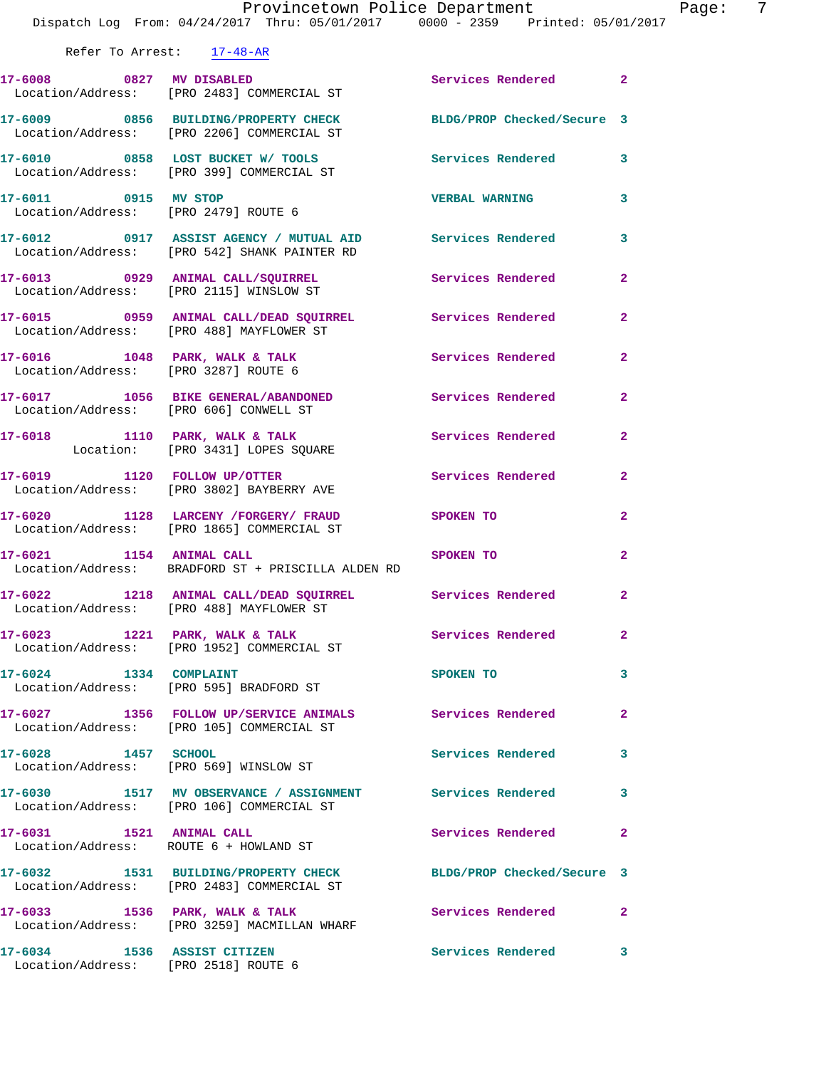Refer To Arrest: 17-48-AR

| Call # | Time | Call Type | Action | Priority |
|---|---|---|---|---|
| 17-6008 | 0827 | MV DISABLED | Services Rendered | 2 |
| Location/Address: | | [PRO 2483] COMMERCIAL ST | | |
| 17-6009 | 0856 | BUILDING/PROPERTY CHECK | BLDG/PROP Checked/Secure | 3 |
| Location/Address: | | [PRO 2206] COMMERCIAL ST | | |
| 17-6010 | 0858 | LOST BUCKET W/ TOOLS | Services Rendered | 3 |
| Location/Address: | | [PRO 399] COMMERCIAL ST | | |
| 17-6011 | 0915 | MV STOP | VERBAL WARNING | 3 |
| Location/Address: | | [PRO 2479] ROUTE 6 | | |
| 17-6012 | 0917 | ASSIST AGENCY / MUTUAL AID | Services Rendered | 3 |
| Location/Address: | | [PRO 542] SHANK PAINTER RD | | |
| 17-6013 | 0929 | ANIMAL CALL/SQUIRREL | Services Rendered | 2 |
| Location/Address: | | [PRO 2115] WINSLOW ST | | |
| 17-6015 | 0959 | ANIMAL CALL/DEAD SQUIRREL | Services Rendered | 2 |
| Location/Address: | | [PRO 488] MAYFLOWER ST | | |
| 17-6016 | 1048 | PARK, WALK & TALK | Services Rendered | 2 |
| Location/Address: | | [PRO 3287] ROUTE 6 | | |
| 17-6017 | 1056 | BIKE GENERAL/ABANDONED | Services Rendered | 2 |
| Location/Address: | | [PRO 606] CONWELL ST | | |
| 17-6018 | 1110 | PARK, WALK & TALK | Services Rendered | 2 |
| Location: | | [PRO 3431] LOPES SQUARE | | |
| 17-6019 | 1120 | FOLLOW UP/OTTER | Services Rendered | 2 |
| Location/Address: | | [PRO 3802] BAYBERRY AVE | | |
| 17-6020 | 1128 | LARCENY /FORGERY/ FRAUD | SPOKEN TO | 2 |
| Location/Address: | | [PRO 1865] COMMERCIAL ST | | |
| 17-6021 | 1154 | ANIMAL CALL | SPOKEN TO | 2 |
| Location/Address: | | BRADFORD ST + PRISCILLA ALDEN RD | | |
| 17-6022 | 1218 | ANIMAL CALL/DEAD SQUIRREL | Services Rendered | 2 |
| Location/Address: | | [PRO 488] MAYFLOWER ST | | |
| 17-6023 | 1221 | PARK, WALK & TALK | Services Rendered | 2 |
| Location/Address: | | [PRO 1952] COMMERCIAL ST | | |
| 17-6024 | 1334 | COMPLAINT | SPOKEN TO | 3 |
| Location/Address: | | [PRO 595] BRADFORD ST | | |
| 17-6027 | 1356 | FOLLOW UP/SERVICE ANIMALS | Services Rendered | 2 |
| Location/Address: | | [PRO 105] COMMERCIAL ST | | |
| 17-6028 | 1457 | SCHOOL | Services Rendered | 3 |
| Location/Address: | | [PRO 569] WINSLOW ST | | |
| 17-6030 | 1517 | MV OBSERVANCE / ASSIGNMENT | Services Rendered | 3 |
| Location/Address: | | [PRO 106] COMMERCIAL ST | | |
| 17-6031 | 1521 | ANIMAL CALL | Services Rendered | 2 |
| Location/Address: | | ROUTE 6 + HOWLAND ST | | |
| 17-6032 | 1531 | BUILDING/PROPERTY CHECK | BLDG/PROP Checked/Secure | 3 |
| Location/Address: | | [PRO 2483] COMMERCIAL ST | | |
| 17-6033 | 1536 | PARK, WALK & TALK | Services Rendered | 2 |
| Location/Address: | | [PRO 3259] MACMILLAN WHARF | | |
| 17-6034 | 1536 | ASSIST CITIZEN | Services Rendered | 3 |
| Location/Address: | | [PRO 2518] ROUTE 6 | | |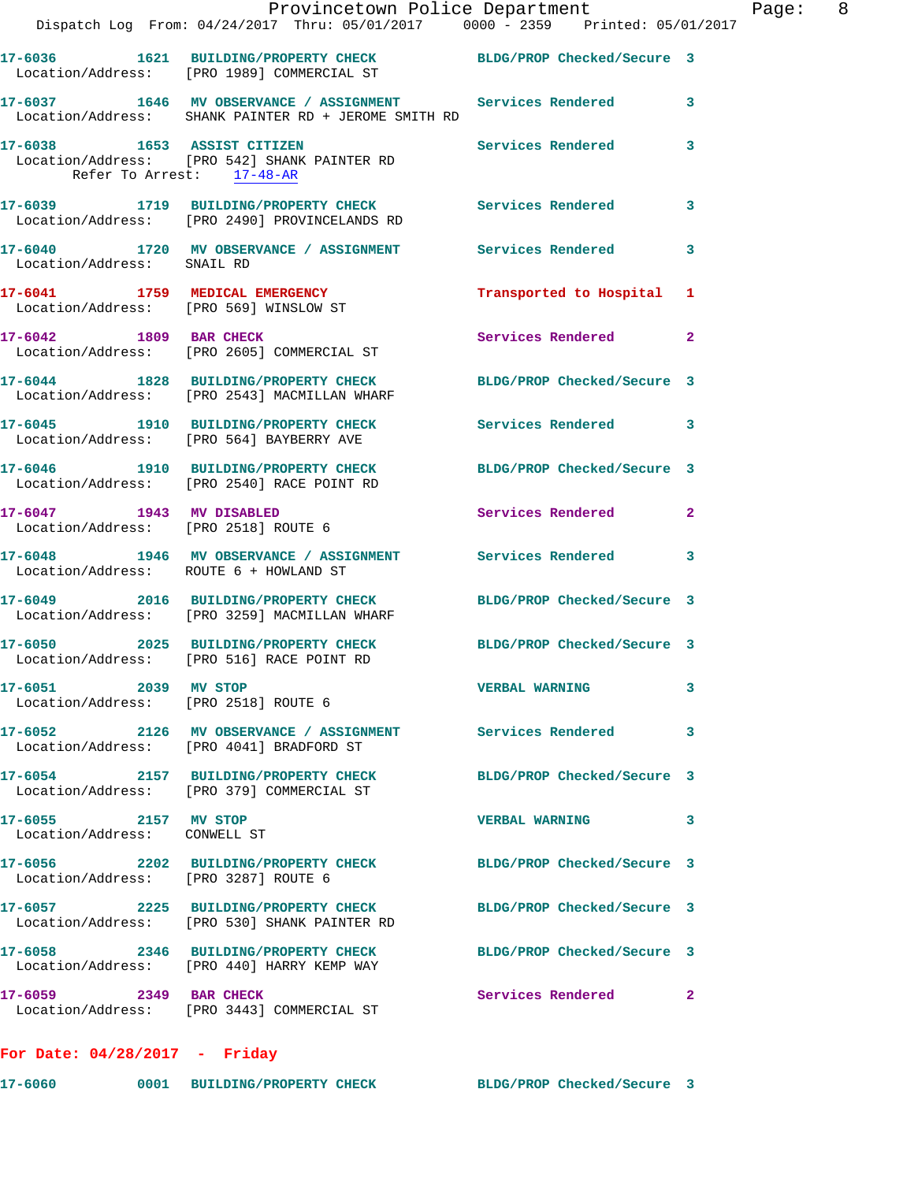**17-6036** 1621 **BUILDING/PROPERTY CHECK** BLDG/PROP Checked/Secure 3
Location/Address: [PRO 1989] COMMERCIAL ST

**17-6037** 1646 **MV OBSERVANCE / ASSIGNMENT** Services Rendered 3
Location/Address: SHANK PAINTER RD + JEROME SMITH RD

**17-6038** 1653 **ASSIST CITIZEN** Services Rendered 3
Location/Address: [PRO 542] SHANK PAINTER RD
Refer To Arrest: 17-48-AR

**17-6039** 1719 **BUILDING/PROPERTY CHECK** Services Rendered 3
Location/Address: [PRO 2490] PROVINCELANDS RD

**17-6040** 1720 **MV OBSERVANCE / ASSIGNMENT** Services Rendered 3
Location/Address: SNAIL RD

**17-6041** 1759 **MEDICAL EMERGENCY** Transported to Hospital 1
Location/Address: [PRO 569] WINSLOW ST

**17-6042** 1809 **BAR CHECK** Services Rendered 2
Location/Address: [PRO 2605] COMMERCIAL ST

**17-6044** 1828 **BUILDING/PROPERTY CHECK** BLDG/PROP Checked/Secure 3
Location/Address: [PRO 2543] MACMILLAN WHARF

**17-6045** 1910 **BUILDING/PROPERTY CHECK** Services Rendered 3
Location/Address: [PRO 564] BAYBERRY AVE

**17-6046** 1910 **BUILDING/PROPERTY CHECK** BLDG/PROP Checked/Secure 3
Location/Address: [PRO 2540] RACE POINT RD

**17-6047** 1943 **MV DISABLED** Services Rendered 2
Location/Address: [PRO 2518] ROUTE 6

**17-6048** 1946 **MV OBSERVANCE / ASSIGNMENT** Services Rendered 3
Location/Address: ROUTE 6 + HOWLAND ST

**17-6049** 2016 **BUILDING/PROPERTY CHECK** BLDG/PROP Checked/Secure 3
Location/Address: [PRO 3259] MACMILLAN WHARF

**17-6050** 2025 **BUILDING/PROPERTY CHECK** BLDG/PROP Checked/Secure 3
Location/Address: [PRO 516] RACE POINT RD

**17-6051** 2039 **MV STOP** VERBAL WARNING 3
Location/Address: [PRO 2518] ROUTE 6

**17-6052** 2126 **MV OBSERVANCE / ASSIGNMENT** Services Rendered 3
Location/Address: [PRO 4041] BRADFORD ST

**17-6054** 2157 **BUILDING/PROPERTY CHECK** BLDG/PROP Checked/Secure 3
Location/Address: [PRO 379] COMMERCIAL ST

**17-6055** 2157 **MV STOP** VERBAL WARNING 3
Location/Address: CONWELL ST

**17-6056** 2202 **BUILDING/PROPERTY CHECK** BLDG/PROP Checked/Secure 3
Location/Address: [PRO 3287] ROUTE 6

**17-6057** 2225 **BUILDING/PROPERTY CHECK** BLDG/PROP Checked/Secure 3
Location/Address: [PRO 530] SHANK PAINTER RD

**17-6058** 2346 **BUILDING/PROPERTY CHECK** BLDG/PROP Checked/Secure 3
Location/Address: [PRO 440] HARRY KEMP WAY

**17-6059** 2349 **BAR CHECK** Services Rendered 2
Location/Address: [PRO 3443] COMMERCIAL ST

**For Date: 04/28/2017 - Friday**

**17-6060** 0001 **BUILDING/PROPERTY CHECK** BLDG/PROP Checked/Secure 3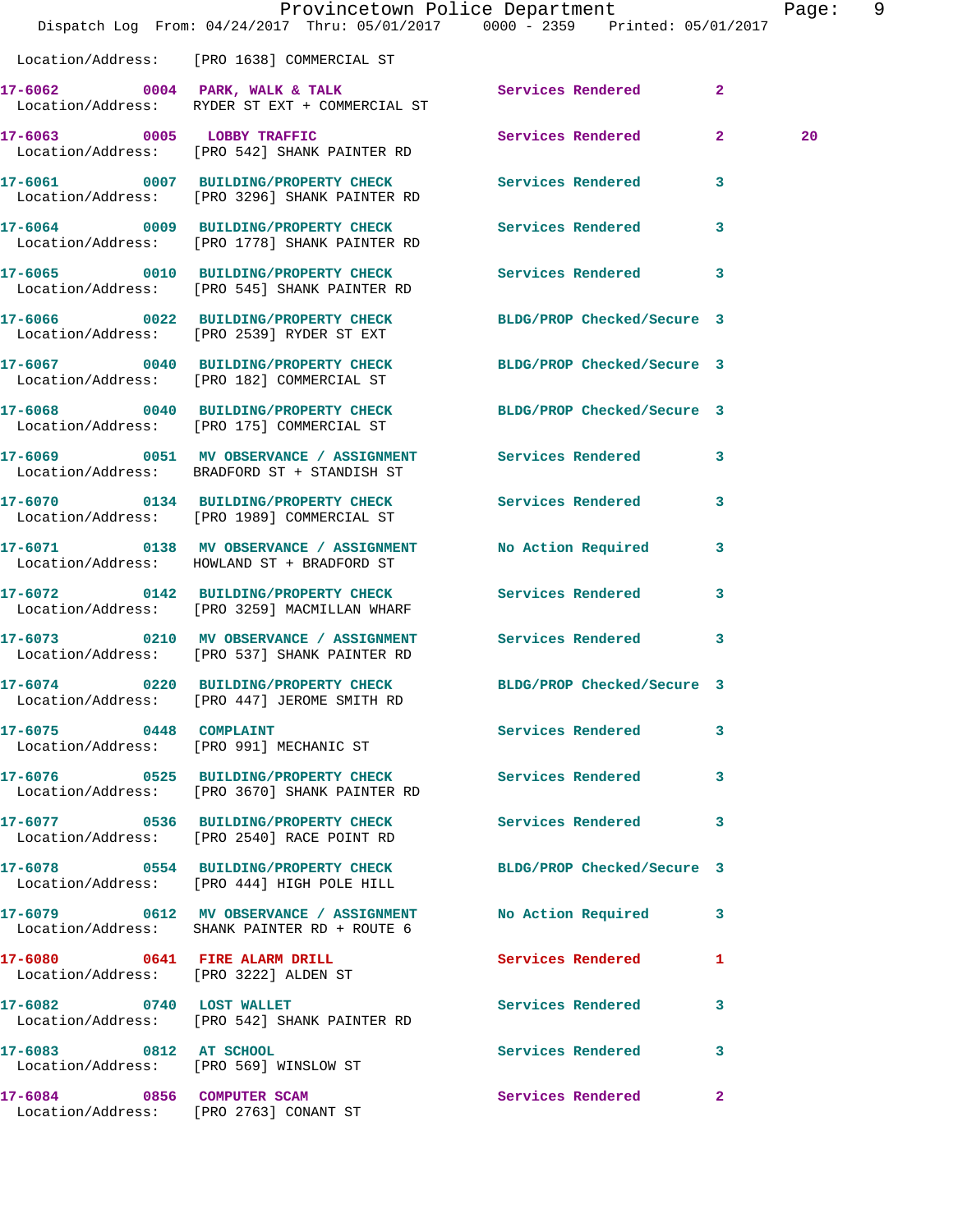Location/Address: [PRO 1638] COMMERCIAL ST

| Call # | Time | Call Reason | Action | Priority | |
|---|---|---|---|---|---|
| 17-6062 | 0004 | PARK, WALK & TALK | Services Rendered | 2 | |
| | | Location/Address: RYDER ST EXT + COMMERCIAL ST | | | |
| 17-6063 | 0005 | LOBBY TRAFFIC | Services Rendered | 2 | 20 |
| | | Location/Address: [PRO 542] SHANK PAINTER RD | | | |
| 17-6061 | 0007 | BUILDING/PROPERTY CHECK | Services Rendered | 3 | |
| | | Location/Address: [PRO 3296] SHANK PAINTER RD | | | |
| 17-6064 | 0009 | BUILDING/PROPERTY CHECK | Services Rendered | 3 | |
| | | Location/Address: [PRO 1778] SHANK PAINTER RD | | | |
| 17-6065 | 0010 | BUILDING/PROPERTY CHECK | Services Rendered | 3 | |
| | | Location/Address: [PRO 545] SHANK PAINTER RD | | | |
| 17-6066 | 0022 | BUILDING/PROPERTY CHECK | BLDG/PROP Checked/Secure | 3 | |
| | | Location/Address: [PRO 2539] RYDER ST EXT | | | |
| 17-6067 | 0040 | BUILDING/PROPERTY CHECK | BLDG/PROP Checked/Secure | 3 | |
| | | Location/Address: [PRO 182] COMMERCIAL ST | | | |
| 17-6068 | 0040 | BUILDING/PROPERTY CHECK | BLDG/PROP Checked/Secure | 3 | |
| | | Location/Address: [PRO 175] COMMERCIAL ST | | | |
| 17-6069 | 0051 | MV OBSERVANCE / ASSIGNMENT | Services Rendered | 3 | |
| | | Location/Address: BRADFORD ST + STANDISH ST | | | |
| 17-6070 | 0134 | BUILDING/PROPERTY CHECK | Services Rendered | 3 | |
| | | Location/Address: [PRO 1989] COMMERCIAL ST | | | |
| 17-6071 | 0138 | MV OBSERVANCE / ASSIGNMENT | No Action Required | 3 | |
| | | Location/Address: HOWLAND ST + BRADFORD ST | | | |
| 17-6072 | 0142 | BUILDING/PROPERTY CHECK | Services Rendered | 3 | |
| | | Location/Address: [PRO 3259] MACMILLAN WHARF | | | |
| 17-6073 | 0210 | MV OBSERVANCE / ASSIGNMENT | Services Rendered | 3 | |
| | | Location/Address: [PRO 537] SHANK PAINTER RD | | | |
| 17-6074 | 0220 | BUILDING/PROPERTY CHECK | BLDG/PROP Checked/Secure | 3 | |
| | | Location/Address: [PRO 447] JEROME SMITH RD | | | |
| 17-6075 | 0448 | COMPLAINT | Services Rendered | 3 | |
| | | Location/Address: [PRO 991] MECHANIC ST | | | |
| 17-6076 | 0525 | BUILDING/PROPERTY CHECK | Services Rendered | 3 | |
| | | Location/Address: [PRO 3670] SHANK PAINTER RD | | | |
| 17-6077 | 0536 | BUILDING/PROPERTY CHECK | Services Rendered | 3 | |
| | | Location/Address: [PRO 2540] RACE POINT RD | | | |
| 17-6078 | 0554 | BUILDING/PROPERTY CHECK | BLDG/PROP Checked/Secure | 3 | |
| | | Location/Address: [PRO 444] HIGH POLE HILL | | | |
| 17-6079 | 0612 | MV OBSERVANCE / ASSIGNMENT | No Action Required | 3 | |
| | | Location/Address: SHANK PAINTER RD + ROUTE 6 | | | |
| 17-6080 | 0641 | FIRE ALARM DRILL | Services Rendered | 1 | |
| | | Location/Address: [PRO 3222] ALDEN ST | | | |
| 17-6082 | 0740 | LOST WALLET | Services Rendered | 3 | |
| | | Location/Address: [PRO 542] SHANK PAINTER RD | | | |
| 17-6083 | 0812 | AT SCHOOL | Services Rendered | 3 | |
| | | Location/Address: [PRO 569] WINSLOW ST | | | |
| 17-6084 | 0856 | COMPUTER SCAM | Services Rendered | 2 | |
| | | Location/Address: [PRO 2763] CONANT ST | | | |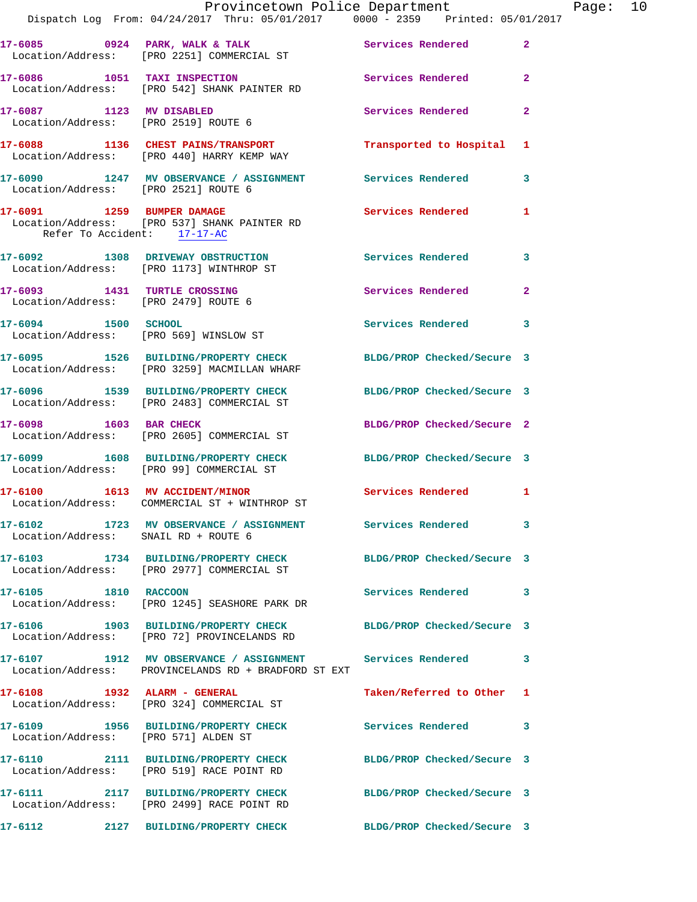17-6085 0924 PARK, WALK & TALK Services Rendered 2
Location/Address: [PRO 2251] COMMERCIAL ST

17-6086 1051 TAXI INSPECTION Services Rendered 2
Location/Address: [PRO 542] SHANK PAINTER RD

17-6087 1123 MV DISABLED Services Rendered 2
Location/Address: [PRO 2519] ROUTE 6

17-6088 1136 CHEST PAINS/TRANSPORT Transported to Hospital 1
Location/Address: [PRO 440] HARRY KEMP WAY

17-6090 1247 MV OBSERVANCE / ASSIGNMENT Services Rendered 3
Location/Address: [PRO 2521] ROUTE 6

17-6091 1259 BUMPER DAMAGE Services Rendered 1
Location/Address: [PRO 537] SHANK PAINTER RD
Refer To Accident: 17-17-AC

17-6092 1308 DRIVEWAY OBSTRUCTION Services Rendered 3
Location/Address: [PRO 1173] WINTHROP ST

17-6093 1431 TURTLE CROSSING Services Rendered 2
Location/Address: [PRO 2479] ROUTE 6

17-6094 1500 SCHOOL Services Rendered 3
Location/Address: [PRO 569] WINSLOW ST

17-6095 1526 BUILDING/PROPERTY CHECK BLDG/PROP Checked/Secure 3
Location/Address: [PRO 3259] MACMILLAN WHARF

17-6096 1539 BUILDING/PROPERTY CHECK BLDG/PROP Checked/Secure 3
Location/Address: [PRO 2483] COMMERCIAL ST

17-6098 1603 BAR CHECK BLDG/PROP Checked/Secure 2
Location/Address: [PRO 2605] COMMERCIAL ST

17-6099 1608 BUILDING/PROPERTY CHECK BLDG/PROP Checked/Secure 3
Location/Address: [PRO 99] COMMERCIAL ST

17-6100 1613 MV ACCIDENT/MINOR Services Rendered 1
Location/Address: COMMERCIAL ST + WINTHROP ST

17-6102 1723 MV OBSERVANCE / ASSIGNMENT Services Rendered 3
Location/Address: SNAIL RD + ROUTE 6

17-6103 1734 BUILDING/PROPERTY CHECK BLDG/PROP Checked/Secure 3
Location/Address: [PRO 2977] COMMERCIAL ST

17-6105 1810 RACCOON Services Rendered 3
Location/Address: [PRO 1245] SEASHORE PARK DR

17-6106 1903 BUILDING/PROPERTY CHECK BLDG/PROP Checked/Secure 3
Location/Address: [PRO 72] PROVINCELANDS RD

17-6107 1912 MV OBSERVANCE / ASSIGNMENT Services Rendered 3
Location/Address: PROVINCELANDS RD + BRADFORD ST EXT

17-6108 1932 ALARM - GENERAL Taken/Referred to Other 1
Location/Address: [PRO 324] COMMERCIAL ST

17-6109 1956 BUILDING/PROPERTY CHECK Services Rendered 3
Location/Address: [PRO 571] ALDEN ST

17-6110 2111 BUILDING/PROPERTY CHECK BLDG/PROP Checked/Secure 3
Location/Address: [PRO 519] RACE POINT RD

17-6111 2117 BUILDING/PROPERTY CHECK BLDG/PROP Checked/Secure 3
Location/Address: [PRO 2499] RACE POINT RD

17-6112 2127 BUILDING/PROPERTY CHECK BLDG/PROP Checked/Secure 3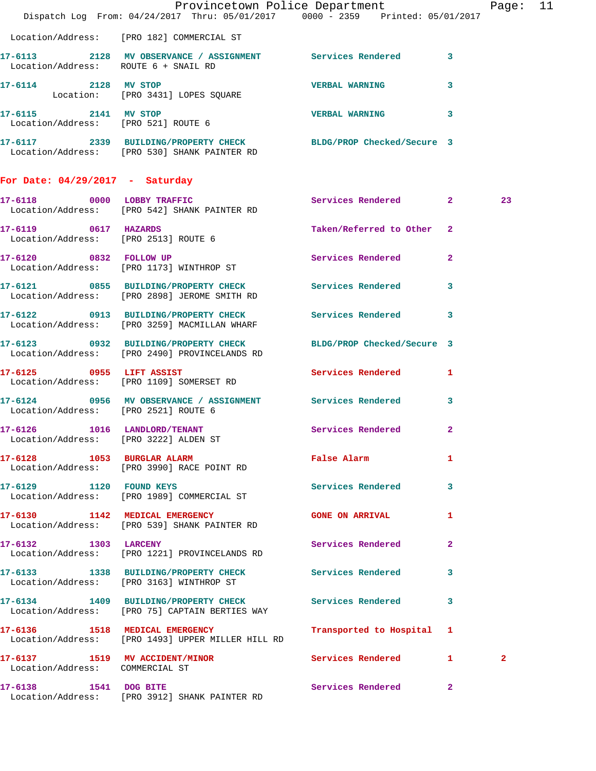Location/Address: [PRO 182] COMMERCIAL ST

**17-6113** 2128 **MV OBSERVANCE / ASSIGNMENT** Services Rendered 3
Location/Address: ROUTE 6 + SNAIL RD

**17-6114** 2128 **MV STOP** VERBAL WARNING 3
Location: [PRO 3431] LOPES SQUARE

**17-6115** 2141 **MV STOP** VERBAL WARNING 3
Location/Address: [PRO 521] ROUTE 6

**17-6117** 2339 **BUILDING/PROPERTY CHECK** BLDG/PROP Checked/Secure 3
Location/Address: [PRO 530] SHANK PAINTER RD

## For Date: 04/29/2017 - Saturday

**17-6118** 0000 **LOBBY TRAFFIC** Services Rendered 2 23
Location/Address: [PRO 542] SHANK PAINTER RD

**17-6119** 0617 **HAZARDS** Taken/Referred to Other 2
Location/Address: [PRO 2513] ROUTE 6

**17-6120** 0832 **FOLLOW UP** Services Rendered 2
Location/Address: [PRO 1173] WINTHROP ST

**17-6121** 0855 **BUILDING/PROPERTY CHECK** Services Rendered 3
Location/Address: [PRO 2898] JEROME SMITH RD

**17-6122** 0913 **BUILDING/PROPERTY CHECK** Services Rendered 3
Location/Address: [PRO 3259] MACMILLAN WHARF

**17-6123** 0932 **BUILDING/PROPERTY CHECK** BLDG/PROP Checked/Secure 3
Location/Address: [PRO 2490] PROVINCELANDS RD

**17-6125** 0955 **LIFT ASSIST** Services Rendered 1
Location/Address: [PRO 1109] SOMERSET RD

**17-6124** 0956 **MV OBSERVANCE / ASSIGNMENT** Services Rendered 3
Location/Address: [PRO 2521] ROUTE 6

**17-6126** 1016 **LANDLORD/TENANT** Services Rendered 2
Location/Address: [PRO 3222] ALDEN ST

**17-6128** 1053 **BURGLAR ALARM** False Alarm 1
Location/Address: [PRO 3990] RACE POINT RD

**17-6129** 1120 **FOUND KEYS** Services Rendered 3
Location/Address: [PRO 1989] COMMERCIAL ST

**17-6130** 1142 **MEDICAL EMERGENCY** GONE ON ARRIVAL 1
Location/Address: [PRO 539] SHANK PAINTER RD

**17-6132** 1303 **LARCENY** Services Rendered 2
Location/Address: [PRO 1221] PROVINCELANDS RD

**17-6133** 1338 **BUILDING/PROPERTY CHECK** Services Rendered 3
Location/Address: [PRO 3163] WINTHROP ST

**17-6134** 1409 **BUILDING/PROPERTY CHECK** Services Rendered 3
Location/Address: [PRO 75] CAPTAIN BERTIES WAY

**17-6136** 1518 **MEDICAL EMERGENCY** Transported to Hospital 1
Location/Address: [PRO 1493] UPPER MILLER HILL RD

**17-6137** 1519 **MV ACCIDENT/MINOR** Services Rendered 1 2
Location/Address: COMMERCIAL ST

**17-6138** 1541 **DOG BITE** Services Rendered 2
Location/Address: [PRO 3912] SHANK PAINTER RD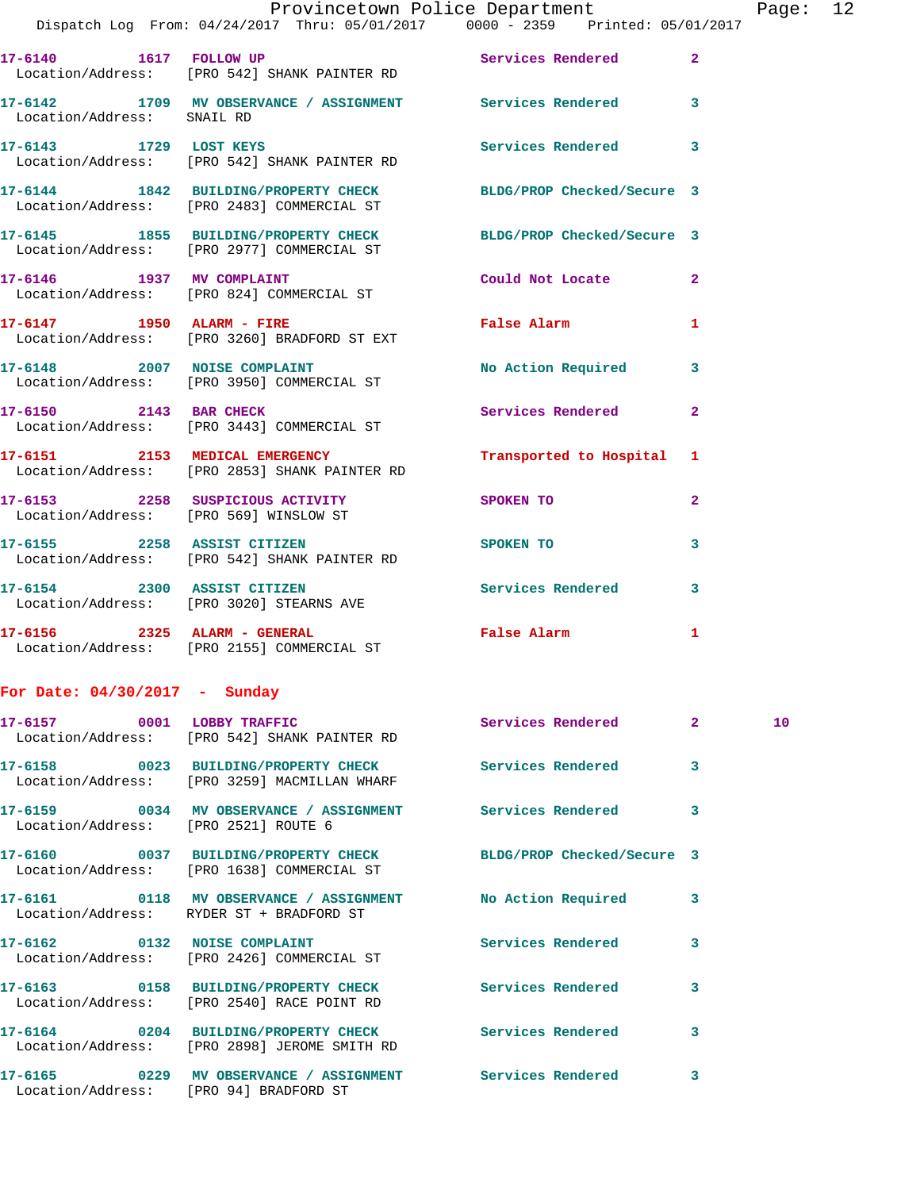17-6140 1617 FOLLOW UP Services Rendered 2
Location/Address: [PRO 542] SHANK PAINTER RD

17-6142 1709 MV OBSERVANCE / ASSIGNMENT Services Rendered 3
Location/Address: SNAIL RD

17-6143 1729 LOST KEYS Services Rendered 3
Location/Address: [PRO 542] SHANK PAINTER RD

17-6144 1842 BUILDING/PROPERTY CHECK BLDG/PROP Checked/Secure 3
Location/Address: [PRO 2483] COMMERCIAL ST

17-6145 1855 BUILDING/PROPERTY CHECK BLDG/PROP Checked/Secure 3
Location/Address: [PRO 2977] COMMERCIAL ST

17-6146 1937 MV COMPLAINT Could Not Locate 2
Location/Address: [PRO 824] COMMERCIAL ST

17-6147 1950 ALARM - FIRE False Alarm 1
Location/Address: [PRO 3260] BRADFORD ST EXT

17-6148 2007 NOISE COMPLAINT No Action Required 3
Location/Address: [PRO 3950] COMMERCIAL ST

17-6150 2143 BAR CHECK Services Rendered 2
Location/Address: [PRO 3443] COMMERCIAL ST

17-6151 2153 MEDICAL EMERGENCY Transported to Hospital 1
Location/Address: [PRO 2853] SHANK PAINTER RD

17-6153 2258 SUSPICIOUS ACTIVITY SPOKEN TO 2
Location/Address: [PRO 569] WINSLOW ST

17-6155 2258 ASSIST CITIZEN SPOKEN TO 3
Location/Address: [PRO 542] SHANK PAINTER RD

17-6154 2300 ASSIST CITIZEN Services Rendered 3
Location/Address: [PRO 3020] STEARNS AVE

17-6156 2325 ALARM - GENERAL False Alarm 1
Location/Address: [PRO 2155] COMMERCIAL ST

## For Date: 04/30/2017 - Sunday

17-6157 0001 LOBBY TRAFFIC Services Rendered 2 10
Location/Address: [PRO 542] SHANK PAINTER RD

17-6158 0023 BUILDING/PROPERTY CHECK Services Rendered 3
Location/Address: [PRO 3259] MACMILLAN WHARF

17-6159 0034 MV OBSERVANCE / ASSIGNMENT Services Rendered 3
Location/Address: [PRO 2521] ROUTE 6

17-6160 0037 BUILDING/PROPERTY CHECK BLDG/PROP Checked/Secure 3
Location/Address: [PRO 1638] COMMERCIAL ST

17-6161 0118 MV OBSERVANCE / ASSIGNMENT No Action Required 3
Location/Address: RYDER ST + BRADFORD ST

17-6162 0132 NOISE COMPLAINT Services Rendered 3
Location/Address: [PRO 2426] COMMERCIAL ST

17-6163 0158 BUILDING/PROPERTY CHECK Services Rendered 3
Location/Address: [PRO 2540] RACE POINT RD

17-6164 0204 BUILDING/PROPERTY CHECK Services Rendered 3
Location/Address: [PRO 2898] JEROME SMITH RD

17-6165 0229 MV OBSERVANCE / ASSIGNMENT Services Rendered 3
Location/Address: [PRO 94] BRADFORD ST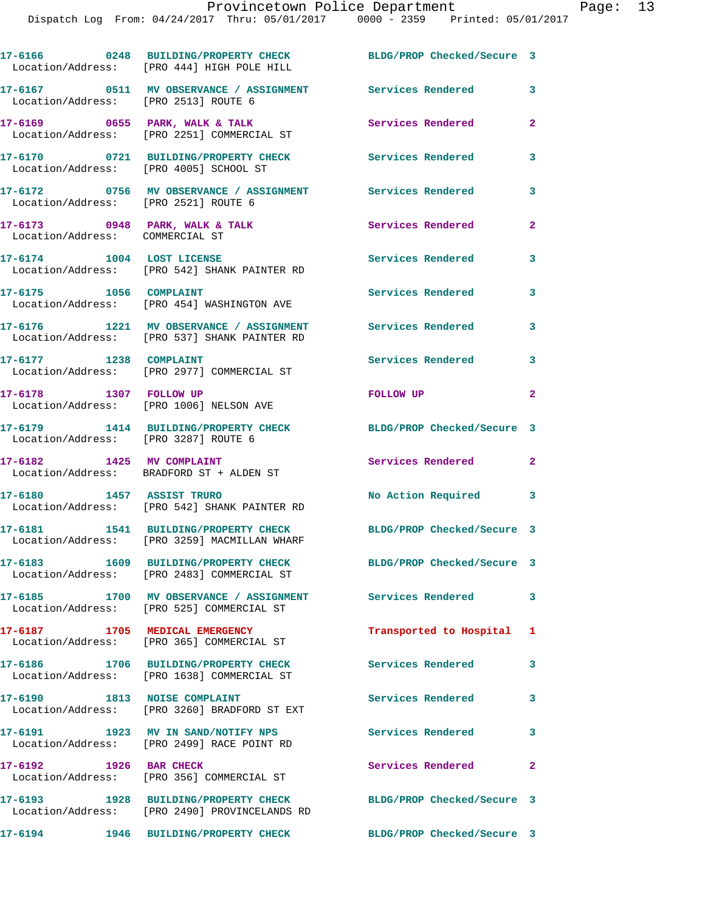17-6166 0248 BUILDING/PROPERTY CHECK BLDG/PROP Checked/Secure 3
Location/Address: [PRO 444] HIGH POLE HILL

17-6167 0511 MV OBSERVANCE / ASSIGNMENT Services Rendered 3
Location/Address: [PRO 2513] ROUTE 6

17-6169 0655 PARK, WALK & TALK Services Rendered 2
Location/Address: [PRO 2251] COMMERCIAL ST

17-6170 0721 BUILDING/PROPERTY CHECK Services Rendered 3
Location/Address: [PRO 4005] SCHOOL ST

17-6172 0756 MV OBSERVANCE / ASSIGNMENT Services Rendered 3
Location/Address: [PRO 2521] ROUTE 6

17-6173 0948 PARK, WALK & TALK Services Rendered 2
Location/Address: COMMERCIAL ST

17-6174 1004 LOST LICENSE Services Rendered 3
Location/Address: [PRO 542] SHANK PAINTER RD

17-6175 1056 COMPLAINT Services Rendered 3
Location/Address: [PRO 454] WASHINGTON AVE

17-6176 1221 MV OBSERVANCE / ASSIGNMENT Services Rendered 3
Location/Address: [PRO 537] SHANK PAINTER RD

17-6177 1238 COMPLAINT Services Rendered 3
Location/Address: [PRO 2977] COMMERCIAL ST

17-6178 1307 FOLLOW UP FOLLOW UP 2
Location/Address: [PRO 1006] NELSON AVE

17-6179 1414 BUILDING/PROPERTY CHECK BLDG/PROP Checked/Secure 3
Location/Address: [PRO 3287] ROUTE 6

17-6182 1425 MV COMPLAINT Services Rendered 2
Location/Address: BRADFORD ST + ALDEN ST

17-6180 1457 ASSIST TRURO No Action Required 3
Location/Address: [PRO 542] SHANK PAINTER RD

17-6181 1541 BUILDING/PROPERTY CHECK BLDG/PROP Checked/Secure 3
Location/Address: [PRO 3259] MACMILLAN WHARF

17-6183 1609 BUILDING/PROPERTY CHECK BLDG/PROP Checked/Secure 3
Location/Address: [PRO 2483] COMMERCIAL ST

17-6185 1700 MV OBSERVANCE / ASSIGNMENT Services Rendered 3
Location/Address: [PRO 525] COMMERCIAL ST

17-6187 1705 MEDICAL EMERGENCY Transported to Hospital 1
Location/Address: [PRO 365] COMMERCIAL ST

17-6186 1706 BUILDING/PROPERTY CHECK Services Rendered 3
Location/Address: [PRO 1638] COMMERCIAL ST

17-6190 1813 NOISE COMPLAINT Services Rendered 3
Location/Address: [PRO 3260] BRADFORD ST EXT

17-6191 1923 MV IN SAND/NOTIFY NPS Services Rendered 3
Location/Address: [PRO 2499] RACE POINT RD

17-6192 1926 BAR CHECK Services Rendered 2
Location/Address: [PRO 356] COMMERCIAL ST

17-6193 1928 BUILDING/PROPERTY CHECK BLDG/PROP Checked/Secure 3
Location/Address: [PRO 2490] PROVINCELANDS RD

17-6194 1946 BUILDING/PROPERTY CHECK BLDG/PROP Checked/Secure 3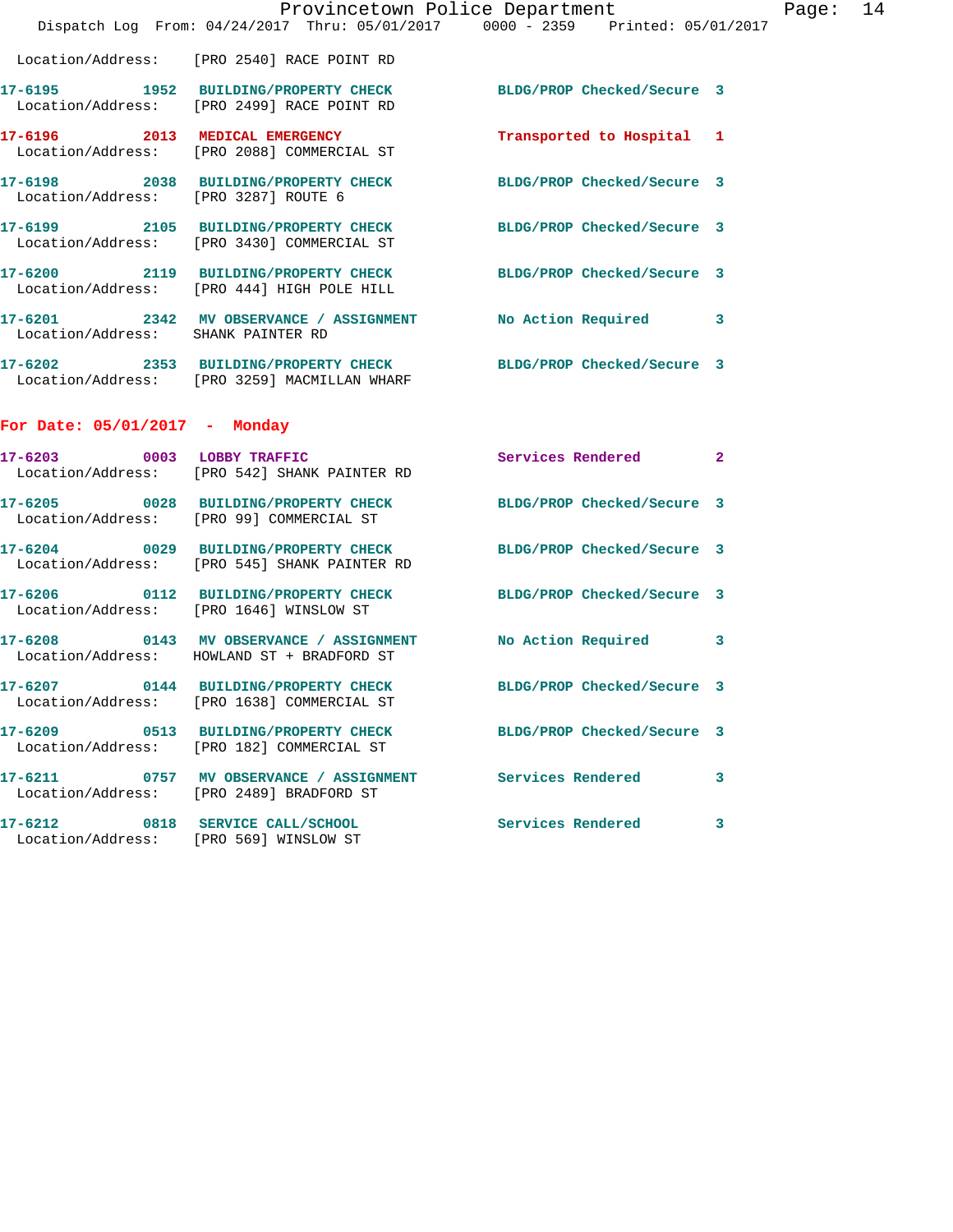Location/Address: [PRO 2540] RACE POINT RD

**17-6195** 1952 **BUILDING/PROPERTY CHECK** BLDG/PROP Checked/Secure 3
Location/Address: [PRO 2499] RACE POINT RD

**17-6196** 2013 **MEDICAL EMERGENCY** Transported to Hospital 1
Location/Address: [PRO 2088] COMMERCIAL ST

**17-6198** 2038 **BUILDING/PROPERTY CHECK** BLDG/PROP Checked/Secure 3
Location/Address: [PRO 3287] ROUTE 6

**17-6199** 2105 **BUILDING/PROPERTY CHECK** BLDG/PROP Checked/Secure 3
Location/Address: [PRO 3430] COMMERCIAL ST

**17-6200** 2119 **BUILDING/PROPERTY CHECK** BLDG/PROP Checked/Secure 3
Location/Address: [PRO 444] HIGH POLE HILL

**17-6201** 2342 **MV OBSERVANCE / ASSIGNMENT** No Action Required 3
Location/Address: SHANK PAINTER RD

**17-6202** 2353 **BUILDING/PROPERTY CHECK** BLDG/PROP Checked/Secure 3
Location/Address: [PRO 3259] MACMILLAN WHARF

## For Date: 05/01/2017 - Monday

**17-6203** 0003 **LOBBY TRAFFIC** Services Rendered 2
Location/Address: [PRO 542] SHANK PAINTER RD

**17-6205** 0028 **BUILDING/PROPERTY CHECK** BLDG/PROP Checked/Secure 3
Location/Address: [PRO 99] COMMERCIAL ST

**17-6204** 0029 **BUILDING/PROPERTY CHECK** BLDG/PROP Checked/Secure 3
Location/Address: [PRO 545] SHANK PAINTER RD

**17-6206** 0112 **BUILDING/PROPERTY CHECK** BLDG/PROP Checked/Secure 3
Location/Address: [PRO 1646] WINSLOW ST

**17-6208** 0143 **MV OBSERVANCE / ASSIGNMENT** No Action Required 3
Location/Address: HOWLAND ST + BRADFORD ST

**17-6207** 0144 **BUILDING/PROPERTY CHECK** BLDG/PROP Checked/Secure 3
Location/Address: [PRO 1638] COMMERCIAL ST

**17-6209** 0513 **BUILDING/PROPERTY CHECK** BLDG/PROP Checked/Secure 3
Location/Address: [PRO 182] COMMERCIAL ST

**17-6211** 0757 **MV OBSERVANCE / ASSIGNMENT** Services Rendered 3
Location/Address: [PRO 2489] BRADFORD ST

**17-6212** 0818 **SERVICE CALL/SCHOOL** Services Rendered 3
Location/Address: [PRO 569] WINSLOW ST